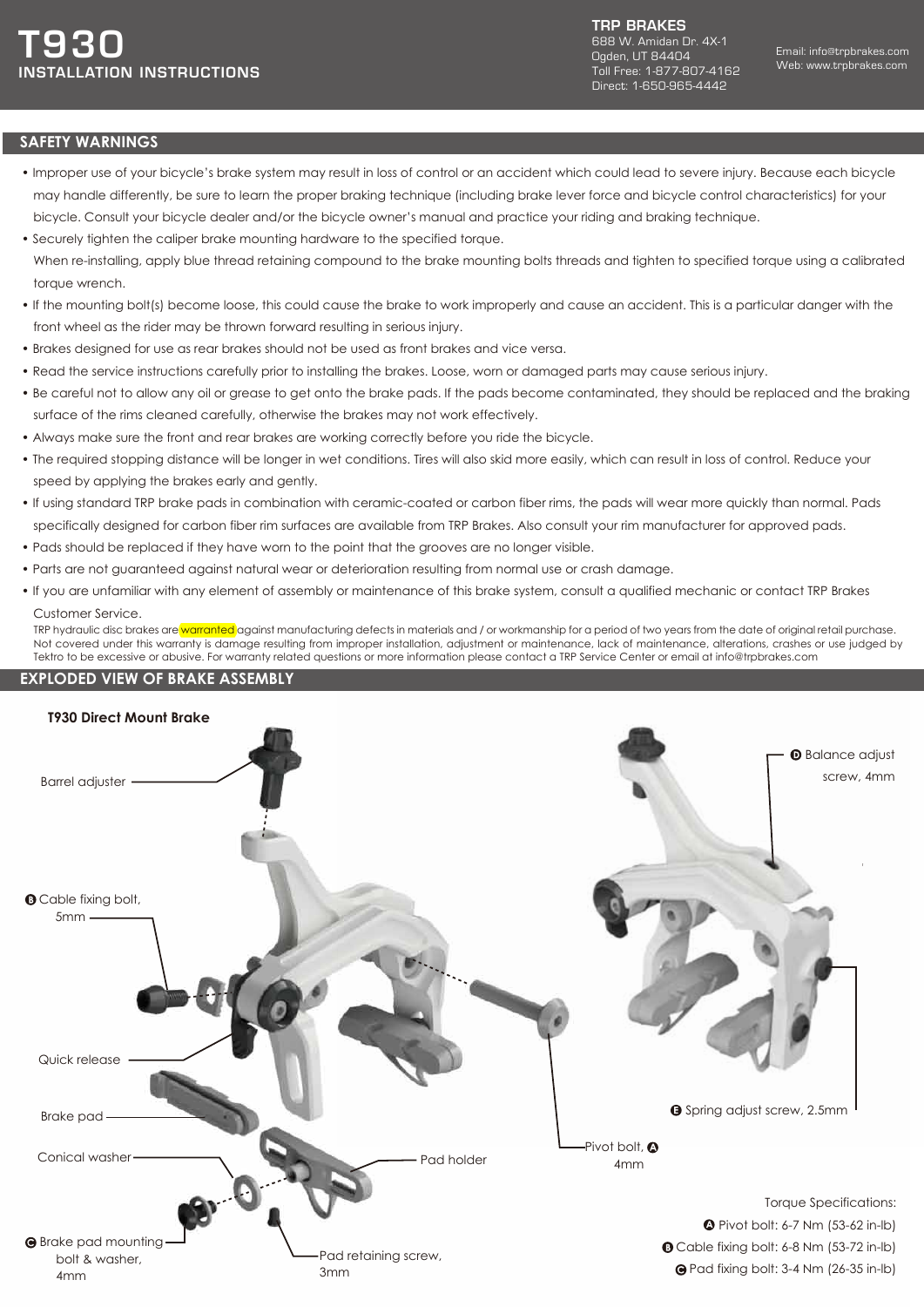# T930
## INSTALLATION INSTRUCTIONS

**TRP BRAKES**
688 W. Amidan Dr. 4X-1
Ogden, UT 84404
Toll Free: 1-877-807-4162
Direct: 1-650-965-4442

Email: info@trpbrakes.com
Web: www.trpbrakes.com

## SAFETY WARNINGS

- Improper use of your bicycle's brake system may result in loss of control or an accident which could lead to severe injury. Because each bicycle may handle differently, be sure to learn the proper braking technique (including brake lever force and bicycle control characteristics) for your bicycle. Consult your bicycle dealer and/or the bicycle owner's manual and practice your riding and braking technique.
- Securely tighten the caliper brake mounting hardware to the specified torque.
  When re-installing, apply blue thread retaining compound to the brake mounting bolts threads and tighten to specified torque using a calibrated torque wrench.
- If the mounting bolt(s) become loose, this could cause the brake to work improperly and cause an accident. This is a particular danger with the front wheel as the rider may be thrown forward resulting in serious injury.
- Brakes designed for use as rear brakes should not be used as front brakes and vice versa.
- Read the service instructions carefully prior to installing the brakes. Loose, worn or damaged parts may cause serious injury.
- Be careful not to allow any oil or grease to get onto the brake pads. If the pads become contaminated, they should be replaced and the braking surface of the rims cleaned carefully, otherwise the brakes may not work effectively.
- Always make sure the front and rear brakes are working correctly before you ride the bicycle.
- The required stopping distance will be longer in wet conditions. Tires will also skid more easily, which can result in loss of control. Reduce your speed by applying the brakes early and gently.
- If using standard TRP brake pads in combination with ceramic-coated or carbon fiber rims, the pads will wear more quickly than normal. Pads specifically designed for carbon fiber rim surfaces are available from TRP Brakes. Also consult your rim manufacturer for approved pads.
- Pads should be replaced if they have worn to the point that the grooves are no longer visible.
- Parts are not guaranteed against natural wear or deterioration resulting from normal use or crash damage.
- If you are unfamiliar with any element of assembly or maintenance of this brake system, consult a qualified mechanic or contact TRP Brakes Customer Service.

TRP hydraulic disc brakes are warranted against manufacturing defects in materials and / or workmanship for a period of two years from the date of original retail purchase. Not covered under this warranty is damage resulting from improper installation, adjustment or maintenance, lack of maintenance, alterations, crashes or use judged by Tektro to be excessive or abusive. For warranty related questions or more information please contact a TRP Service Center or email at info@trpbrakes.com

## EXPLODED VIEW OF BRAKE ASSEMBLY

**T930 Direct Mount Brake**

- Barrel adjuster
- B Cable fixing bolt, 5mm
- Quick release
- Brake pad
- Conical washer
- C Brake pad mounting bolt & washer, 4mm
- Pad retaining screw, 3mm
- Pad holder
- Pivot bolt, A 4mm
- D Balance adjust screw, 4mm
- E Spring adjust screw, 2.5mm

Torque Specifications:
- A Pivot bolt: 6-7 Nm (53-62 in-lb)
- B Cable fixing bolt: 6-8 Nm (53-72 in-lb)
- C Pad fixing bolt: 3-4 Nm (26-35 in-lb)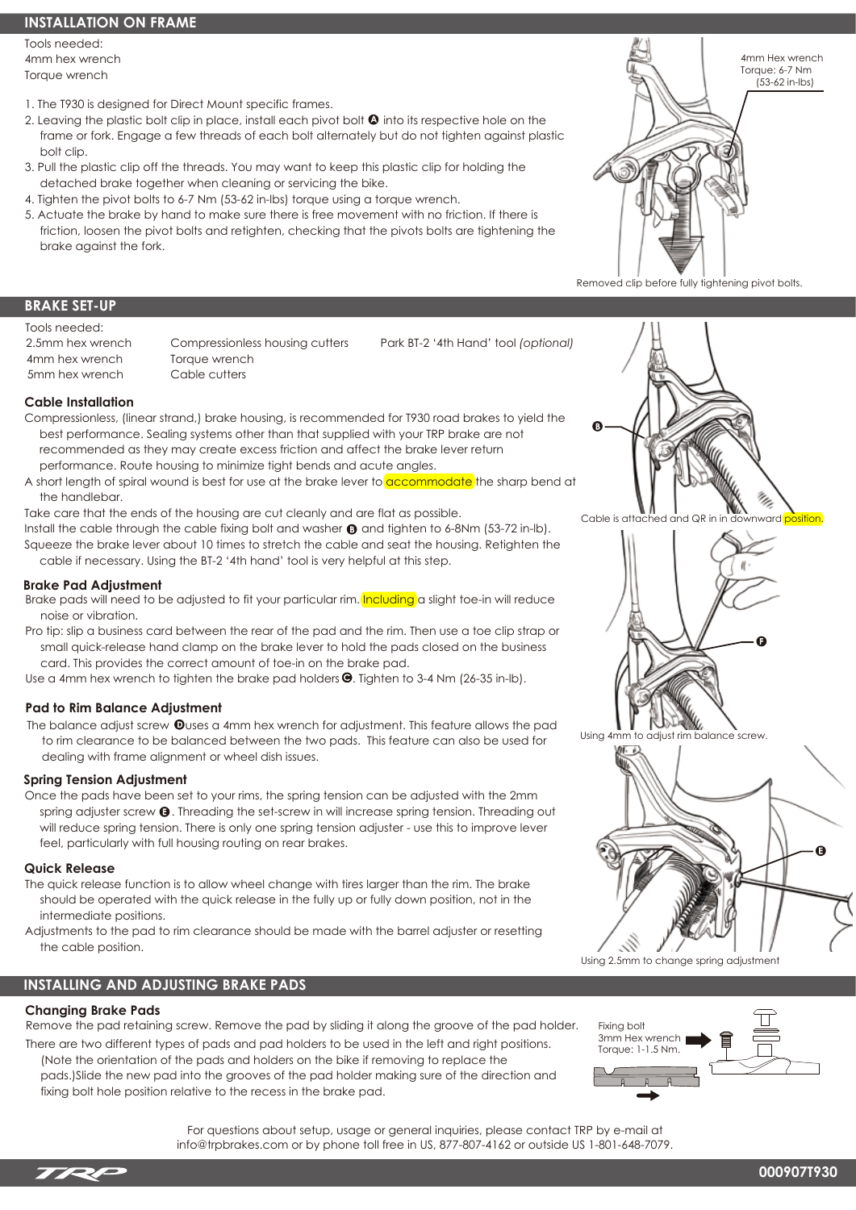## INSTALLATION ON FRAME

Tools needed:
4mm hex wrench
Torque wrench

1. The T930 is designed for Direct Mount specific frames.
2. Leaving the plastic bolt clip in place, install each pivot bolt Ⓐ into its respective hole on the frame or fork. Engage a few threads of each bolt alternately but do not tighten against plastic bolt clip.
3. Pull the plastic clip off the threads. You may want to keep this plastic clip for holding the detached brake together when cleaning or servicing the bike.
4. Tighten the pivot bolts to 6-7 Nm (53-62 in-lbs) torque using a torque wrench.
5. Actuate the brake by hand to make sure there is free movement with no friction. If there is friction, loosen the pivot bolts and retighten, checking that the pivots bolts are tightening the brake against the fork.

4mm Hex wrench
Torque: 6-7 Nm
(53-62 in-lbs)

Removed clip before fully tightening pivot bolts.

## BRAKE SET-UP

Tools needed:

2.5mm hex wrench
4mm hex wrench
5mm hex wrench
Compressionless housing cutters
Torque wrench
Cable cutters
Park BT-2 '4th Hand' tool *(optional)*

### Cable Installation

Compressionless, (linear strand,) brake housing, is recommended for T930 road brakes to yield the best performance. Sealing systems other than that supplied with your TRP brake are not recommended as they may create excess friction and affect the brake lever return performance. Route housing to minimize tight bends and acute angles.

A short length of spiral wound is best for use at the brake lever to accommodate the sharp bend at the handlebar.

Take care that the ends of the housing are cut cleanly and are flat as possible.

Install the cable through the cable fixing bolt and washer Ⓑ and tighten to 6-8Nm (53-72 in-lb).

Squeeze the brake lever about 10 times to stretch the cable and seat the housing. Retighten the cable if necessary. Using the BT-2 '4th hand' tool is very helpful at this step.

Cable is attached and QR in in downward position.

### Brake Pad Adjustment

Brake pads will need to be adjusted to fit your particular rim. Including a slight toe-in will reduce noise or vibration.

Pro tip: slip a business card between the rear of the pad and the rim. Then use a toe clip strap or small quick-release hand clamp on the brake lever to hold the pads closed on the business card. This provides the correct amount of toe-in on the brake pad.

Use a 4mm hex wrench to tighten the brake pad holders Ⓒ. Tighten to 3-4 Nm (26-35 in-lb).

### Pad to Rim Balance Adjustment

The balance adjust screw Ⓓuses a 4mm hex wrench for adjustment. This feature allows the pad to rim clearance to be balanced between the two pads. This feature can also be used for dealing with frame alignment or wheel dish issues.

Using 4mm to adjust rim balance screw.

### Spring Tension Adjustment

Once the pads have been set to your rims, the spring tension can be adjusted with the 2mm spring adjuster screw Ⓔ. Threading the set-screw in will increase spring tension. Threading out will reduce spring tension. There is only one spring tension adjuster - use this to improve lever feel, particularly with full housing routing on rear brakes.

### Quick Release

The quick release function is to allow wheel change with tires larger than the rim. The brake should be operated with the quick release in the fully up or fully down position, not in the intermediate positions.

Adjustments to the pad to rim clearance should be made with the barrel adjuster or resetting the cable position.

Using 2.5mm to change spring adjustment

## INSTALLING AND ADJUSTING BRAKE PADS

### Changing Brake Pads

Remove the pad retaining screw. Remove the pad by sliding it along the groove of the pad holder.

There are two different types of pads and pad holders to be used in the left and right positions. (Note the orientation of the pads and holders on the bike if removing to replace the pads.)Slide the new pad into the grooves of the pad holder making sure of the direction and fixing bolt hole position relative to the recess in the brake pad.

Fixing bolt
3mm Hex wrench
Torque: 1-1.5 Nm.

For questions about setup, usage or general inquiries, please contact TRP by e-mail at info@trpbrakes.com or by phone toll free in US, 877-807-4162 or outside US 1-801-648-7079.

000907T930